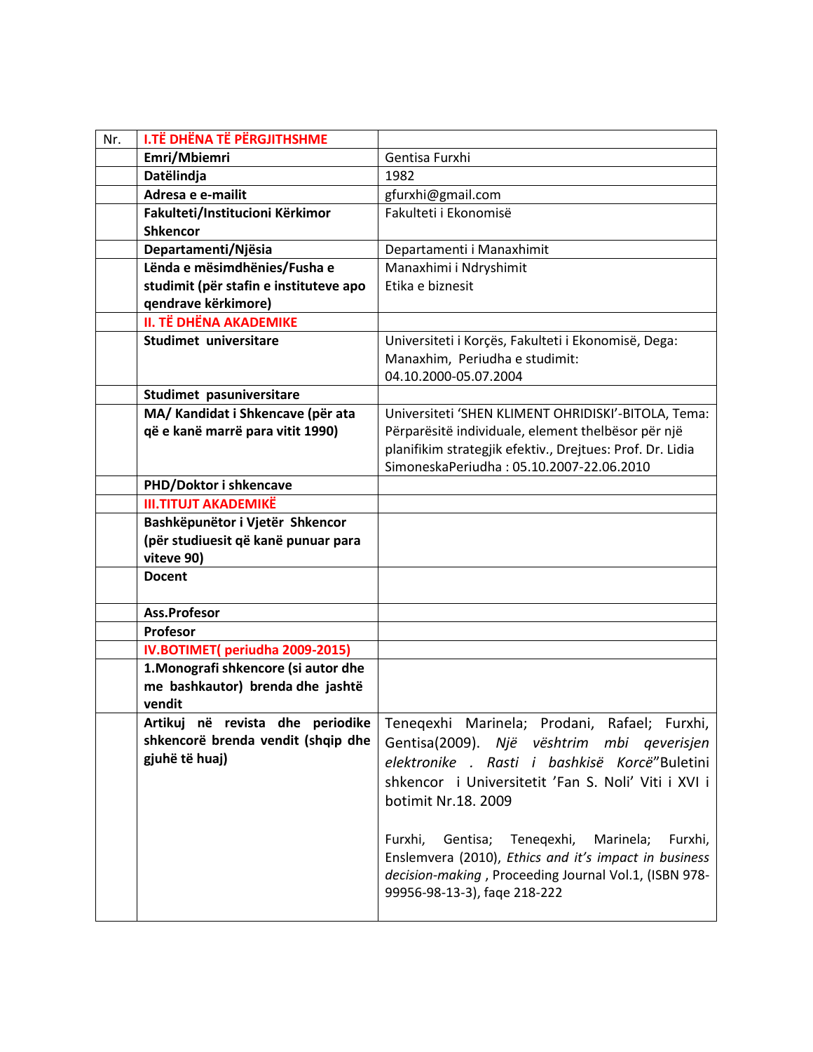| Nr. | I.TË DHËNA TË PËRGJITHSHME | |
|---|---|---|
| | **Emri/Mbiemri** | Gentisa Furxhi |
| | **Datëlindja** | 1982 |
| | **Adresa e e-mailit** | gfurxhi@gmail.com |
| | **Fakulteti/Institucioni Kërkimor Shkencor** | Fakulteti i Ekonomisë |
| | **Departamenti/Njësia** | Departamenti i Manaxhimit |
| | **Lënda e mësimdhënies/Fusha e studimit (për stafin e instituteve apo qendrave kërkimore)** | Manaxhimi i Ndryshimit<br>Etika e biznesit |
| | **II. TË DHËNA AKADEMIKE** | |
| | **Studimet universitare** | Universiteti i Korçës, Fakulteti i Ekonomisë, Dega: Manaxhim, Periudha e studimit: 04.10.2000-05.07.2004 |
| | **Studimet pasuniversitare** | |
| | **MA/ Kandidat i Shkencave (për ata që e kanë marrë para vitit 1990)** | Universiteti 'SHEN KLIMENT OHRIDISKI'-BITOLA, Tema: Përparësitë individuale, element thelbësor për një planifikim strategjik efektiv., Drejtues: Prof. Dr. Lidia SimoneskaPeriudha : 05.10.2007-22.06.2010 |
| | **PHD/Doktor i shkencave** | |
| | **III.TITUJT AKADEMIKË** | |
| | **Bashkëpunëtor i Vjetër Shkencor (për studiuesit që kanë punuar para viteve 90)** | |
| | **Docent** | |
| | **Ass.Profesor** | |
| | **Profesor** | |
| | **IV.BOTIMET( periudha 2009-2015)** | |
| | **1.Monografi shkencore (si autor dhe me bashkautor) brenda dhe jashtë vendit** | |
| | **Artikuj në revista dhe periodike shkencorë brenda vendit (shqip dhe gjuhë të huaj)** | Teneqexhi Marinela; Prodani, Rafael; Furxhi, Gentisa(2009). *Një vështrim mbi qeverisjen elektronike . Rasti i bashkisë Korcë*"Buletini shkencor i Universitetit 'Fan S. Noli' Viti i XVI i botimit Nr.18. 2009<br><br>Furxhi, Gentisa; Teneqexhi, Marinela; Furxhi, Enslemvera (2010), *Ethics and it's impact in business decision-making* , Proceeding Journal Vol.1, (ISBN 978-99956-98-13-3), faqe 218-222 |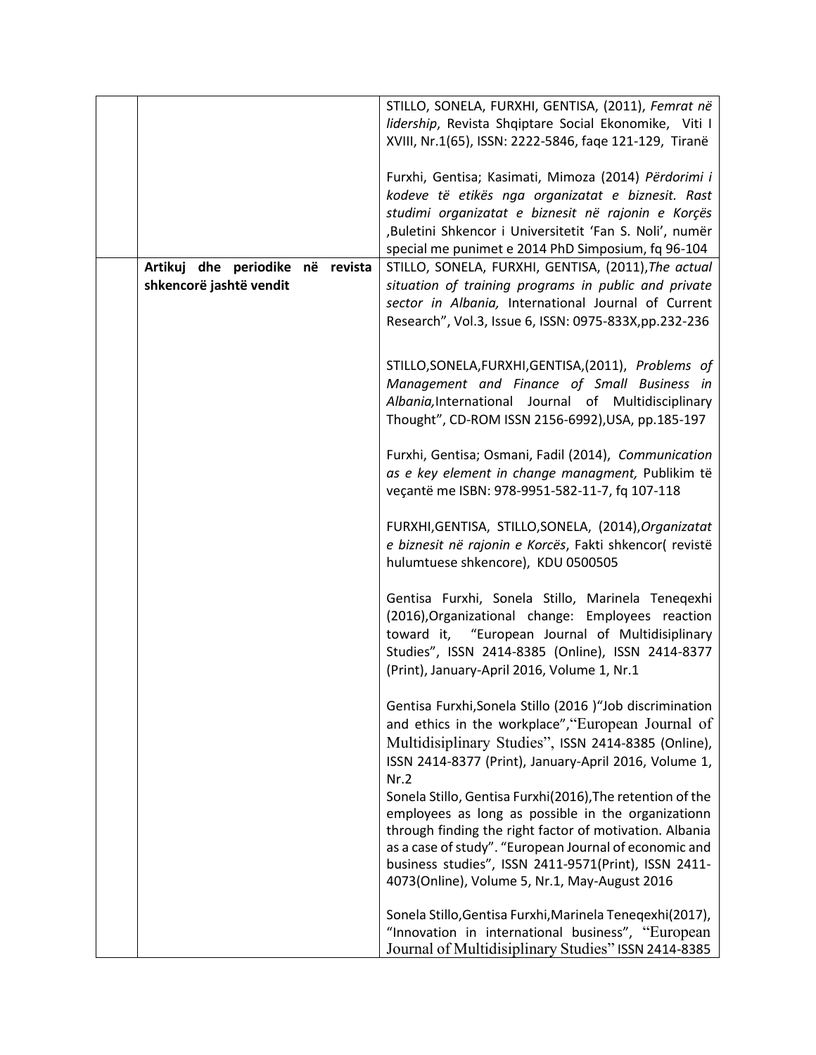|  |  |  |
|---|---|---|
|  |  | STILLO, SONELA, FURXHI, GENTISA, (2011), *Femrat në lidership*, Revista Shqiptare Social Ekonomike, Viti I XVIII, Nr.1(65), ISSN: 2222-5846, faqe 121-129, Tiranë<br><br>Furxhi, Gentisa; Kasimati, Mimoza (2014) *Përdorimi i kodeve të etikës nga organizatat e biznesit. Rast studimi organizatat e biznesit në rajonin e Korçës* ,Buletini Shkencor i Universitetit 'Fan S. Noli', numër special me punimet e 2014 PhD Simposium, fq 96-104 |
|  | **Artikuj dhe periodike në revista shkencorë jashtë vendit** | STILLO, SONELA, FURXHI, GENTISA, (2011),*The actual situation of training programs in public and private sector in Albania,* International Journal of Current Research", Vol.3, Issue 6, ISSN: 0975-833X,pp.232-236<br><br>STILLO,SONELA,FURXHI,GENTISA,(2011), *Problems of Management and Finance of Small Business in Albania,*International Journal of Multidisciplinary Thought", CD-ROM ISSN 2156-6992),USA, pp.185-197<br><br>Furxhi, Gentisa; Osmani, Fadil (2014), *Communication as e key element in change managment,* Publikim të veçantë me ISBN: 978-9951-582-11-7, fq 107-118<br><br>FURXHI,GENTISA, STILLO,SONELA, (2014),*Organizatat e biznesit në rajonin e Korcës*, Fakti shkencor( revistë hulumtuese shkencore), KDU 0500505<br><br>Gentisa Furxhi, Sonela Stillo, Marinela Teneqexhi (2016),Organizational change: Employees reaction toward it, "European Journal of Multidisiplinary Studies", ISSN 2414-8385 (Online), ISSN 2414-8377 (Print), January-April 2016, Volume 1, Nr.1<br><br>Gentisa Furxhi,Sonela Stillo (2016 )"Job discrimination and ethics in the workplace","European Journal of Multidisiplinary Studies", ISSN 2414-8385 (Online), ISSN 2414-8377 (Print), January-April 2016, Volume 1, Nr.2<br>Sonela Stillo, Gentisa Furxhi(2016),The retention of the employees as long as possible in the organizationn through finding the right factor of motivation. Albania as a case of study". "European Journal of economic and business studies", ISSN 2411-9571(Print), ISSN 2411-4073(Online), Volume 5, Nr.1, May-August 2016<br><br>Sonela Stillo,Gentisa Furxhi,Marinela Teneqexhi(2017), "Innovation in international business", "European Journal of Multidisiplinary Studies" ISSN 2414-8385 |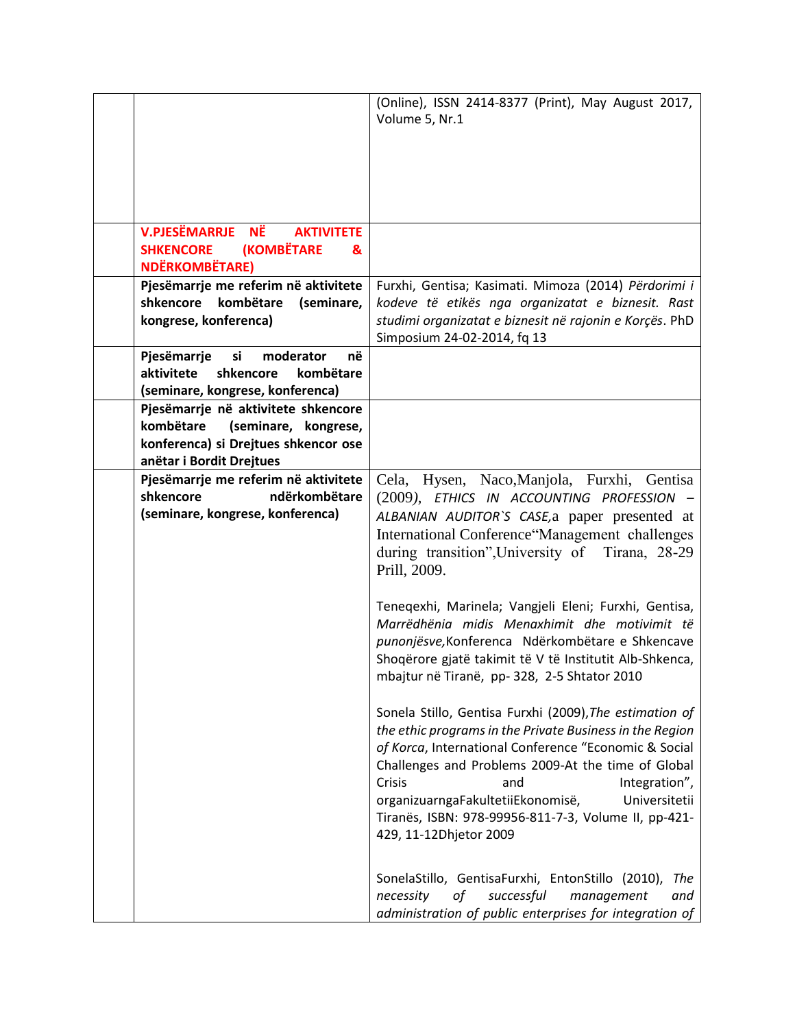| | | |
|---|---|---|
| | | (Online), ISSN 2414-8377 (Print), May August 2017, Volume 5, Nr.1 |
| | **V.PJESËMARRJE NË AKTIVITETE SHKENCORE (KOMBËTARE & NDËRKOMBËTARE)** | |
| | **Pjesëmarrje me referim në aktivitete shkencore kombëtare (seminare, kongrese, konferenca)** | Furxhi, Gentisa; Kasimati. Mimoza (2014) *Përdorimi i kodeve të etikës nga organizatat e biznesit. Rast studimi organizatat e biznesit në rajonin e Korçës*. PhD Simposium 24-02-2014, fq 13 |
| | **Pjesëmarrje si moderator në aktivitete shkencore kombëtare (seminare, kongrese, konferenca)** | |
| | **Pjesëmarrje në aktivitete shkencore kombëtare (seminare, kongrese, konferenca) si Drejtues shkencor ose anëtar i Bordit Drejtues** | |
| | **Pjesëmarrje me referim në aktivitete shkencore ndërkombëtare (seminare, kongrese, konferenca)** | Cela, Hysen, Naco,Manjola, Furxhi, Gentisa (2009), *ETHICS IN ACCOUNTING PROFESSION – ALBANIAN AUDITOR`S CASE,*a paper presented at International Conference"Management challenges during transition",University of Tirana, 28-29 Prill, 2009.<br><br>Teneqexhi, Marinela; Vangjeli Eleni; Furxhi, Gentisa, *Marrëdhënia midis Menaxhimit dhe motivimit të punonjësve,*Konferenca Ndërkombëtare e Shkencave Shoqërore gjatë takimit të V të Institutit Alb-Shkenca, mbajtur në Tiranë, pp- 328, 2-5 Shtator 2010<br><br>Sonela Stillo, Gentisa Furxhi (2009),*The estimation of the ethic programs in the Private Business in the Region of Korca*, International Conference "Economic & Social Challenges and Problems 2009-At the time of Global Crisis and Integration", organizuarngaFakultetiiEkonomisë, Universitetii Tiranës, ISBN: 978-99956-811-7-3, Volume II, pp-421-429, 11-12Dhjetor 2009<br><br>SonelaStillo, GentisaFurxhi, EntonStillo (2010), *The necessity of successful management and administration of public enterprises for integration of* |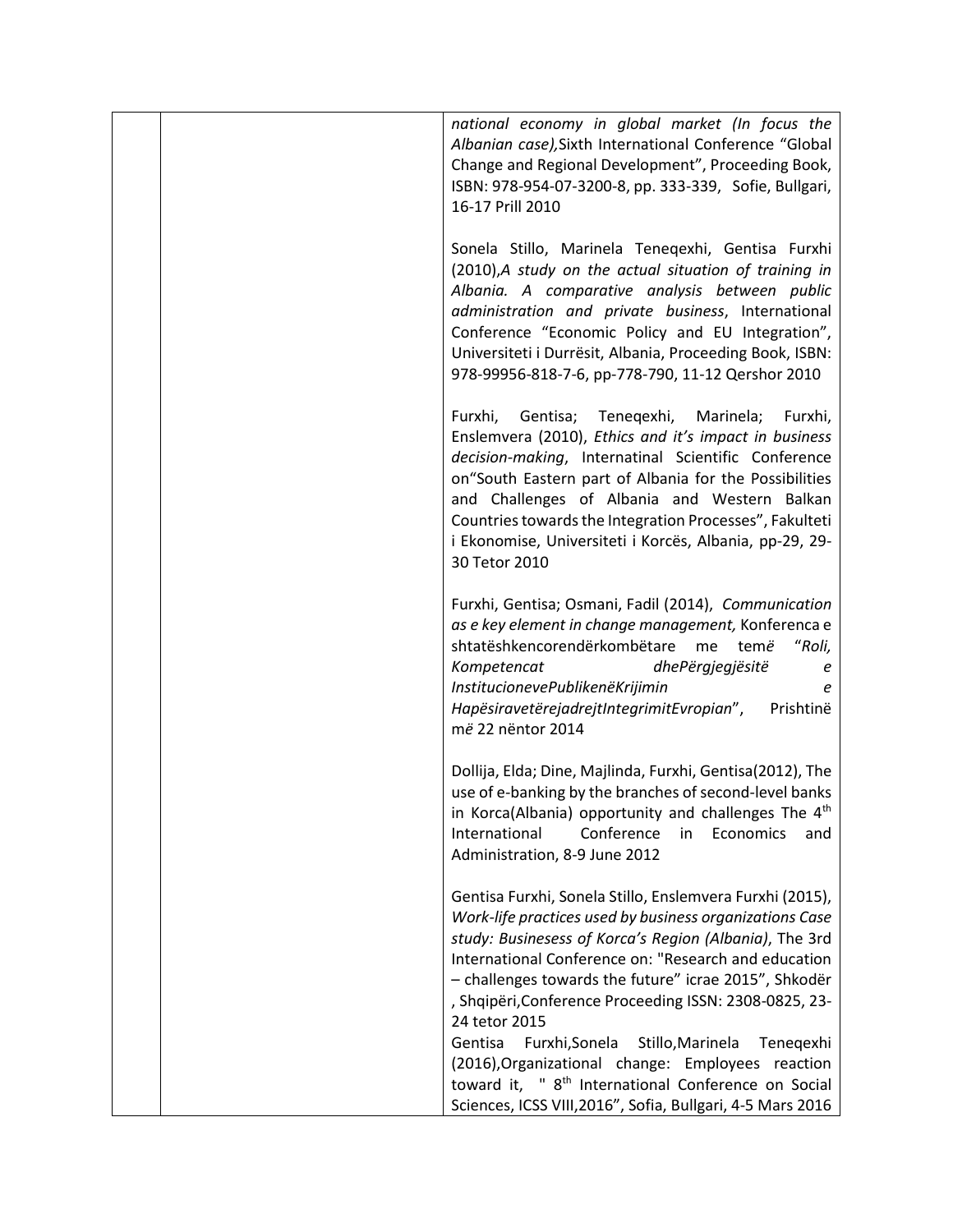| | | |
|---|---|---|
| | | *national economy in global market (In focus the Albanian case),*Sixth International Conference "Global Change and Regional Development", Proceeding Book, ISBN: 978-954-07-3200-8, pp. 333-339, Sofie, Bullgari, 16-17 Prill 2010<br><br>Sonela Stillo, Marinela Teneqexhi, Gentisa Furxhi (2010),*A study on the actual situation of training in Albania. A comparative analysis between public administration and private business*, International Conference "Economic Policy and EU Integration", Universiteti i Durrësit, Albania, Proceeding Book, ISBN: 978-99956-818-7-6, pp-778-790, 11-12 Qershor 2010<br><br>Furxhi, Gentisa; Teneqexhi, Marinela; Furxhi, Enslemvera (2010), *Ethics and it's impact in business decision-making*, Internatinal Scientific Conference on"South Eastern part of Albania for the Possibilities and Challenges of Albania and Western Balkan Countries towards the Integration Processes", Fakulteti i Ekonomise, Universiteti i Korcës, Albania, pp-29, 29-30 Tetor 2010<br><br>Furxhi, Gentisa; Osmani, Fadil (2014), *Communication as e key element in change management,* Konferenca e shtatëshkencorendërkombëtare me temë "*Roli, Kompetencat dhePërgjegjësitë e InstitucionevePublikenëKrijimin e HapësiravetërejadrejtIntegrimitEvropian*", Prishtinë më 22 nëntor 2014<br><br>Dollija, Elda; Dine, Majlinda, Furxhi, Gentisa(2012), The use of e-banking by the branches of second-level banks in Korca(Albania) opportunity and challenges The 4th International Conference in Economics and Administration, 8-9 June 2012<br><br>Gentisa Furxhi, Sonela Stillo, Enslemvera Furxhi (2015), *Work-life practices used by business organizations Case study: Businesess of Korca's Region (Albania)*, The 3rd International Conference on: "Research and education – challenges towards the future" icrae 2015", Shkodër , Shqipëri,Conference Proceeding ISSN: 2308-0825, 23-24 tetor 2015<br>Gentisa Furxhi,Sonela Stillo,Marinela Teneqexhi (2016),Organizational change: Employees reaction toward it, " 8th International Conference on Social Sciences, ICSS VIII,2016", Sofia, Bullgari, 4-5 Mars 2016 |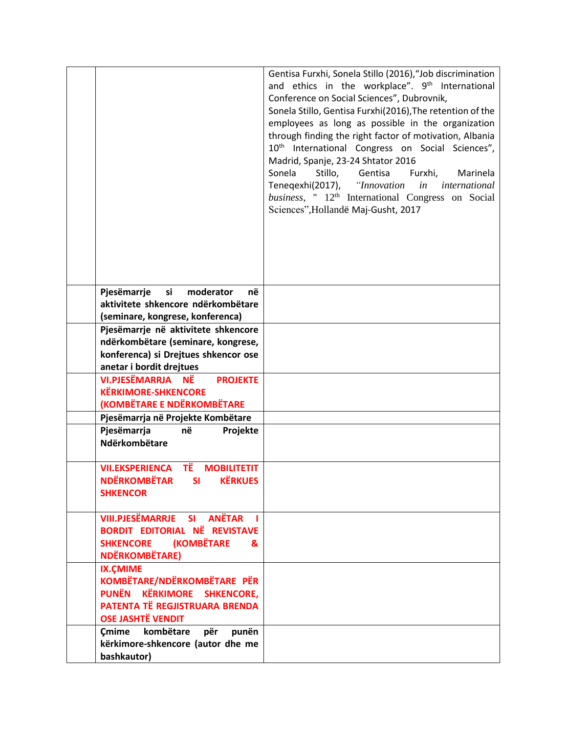| | | |
|---|---|---|
| | | Gentisa Furxhi, Sonela Stillo (2016),"Job discrimination and ethics in the workplace". 9th International Conference on Social Sciences", Dubrovnik,<br>Sonela Stillo, Gentisa Furxhi(2016),The retention of the employees as long as possible in the organization through finding the right factor of motivation, Albania 10th International Congress on Social Sciences", Madrid, Spanje, 23-24 Shtator 2016<br>Sonela Stillo, Gentisa Furxhi, Marinela Teneqexhi(2017), *"Innovation in international business*, " 12th International Congress on Social Sciences",Hollandë Maj-Gusht, 2017 |
| | **Pjesëmarrje si moderator në aktivitete shkencore ndërkombëtare (seminare, kongrese, konferenca)** | |
| | **Pjesëmarrje në aktivitete shkencore ndërkombëtare (seminare, kongrese, konferenca) si Drejtues shkencor ose anetar i bordit drejtues** | |
| | **VI.PJESËMARRJA NË PROJEKTE KËRKIMORE-SHKENCORE (KOMBËTARE E NDËRKOMBËTARE** | |
| | **Pjesëmarrja në Projekte Kombëtare** | |
| | **Pjesëmarrja në Projekte Ndërkombëtare** | |
| | **VII.EKSPERIENCA TË MOBILITETIT NDËRKOMBËTAR SI KËRKUES SHKENCOR** | |
| | **VIII.PJESËMARRJE SI ANËTAR I BORDIT EDITORIAL NË REVISTAVE SHKENCORE (KOMBËTARE & NDËRKOMBËTARE)** | |
| | **IX.ÇMIME KOMBËTARE/NDËRKOMBËTARE PËR PUNËN KËRKIMORE SHKENCORE, PATENTA TË REGJISTRUARA BRENDA OSE JASHTË VENDIT** | |
| | **Çmime kombëtare për punën kërkimore-shkencore (autor dhe me bashkautor)** | |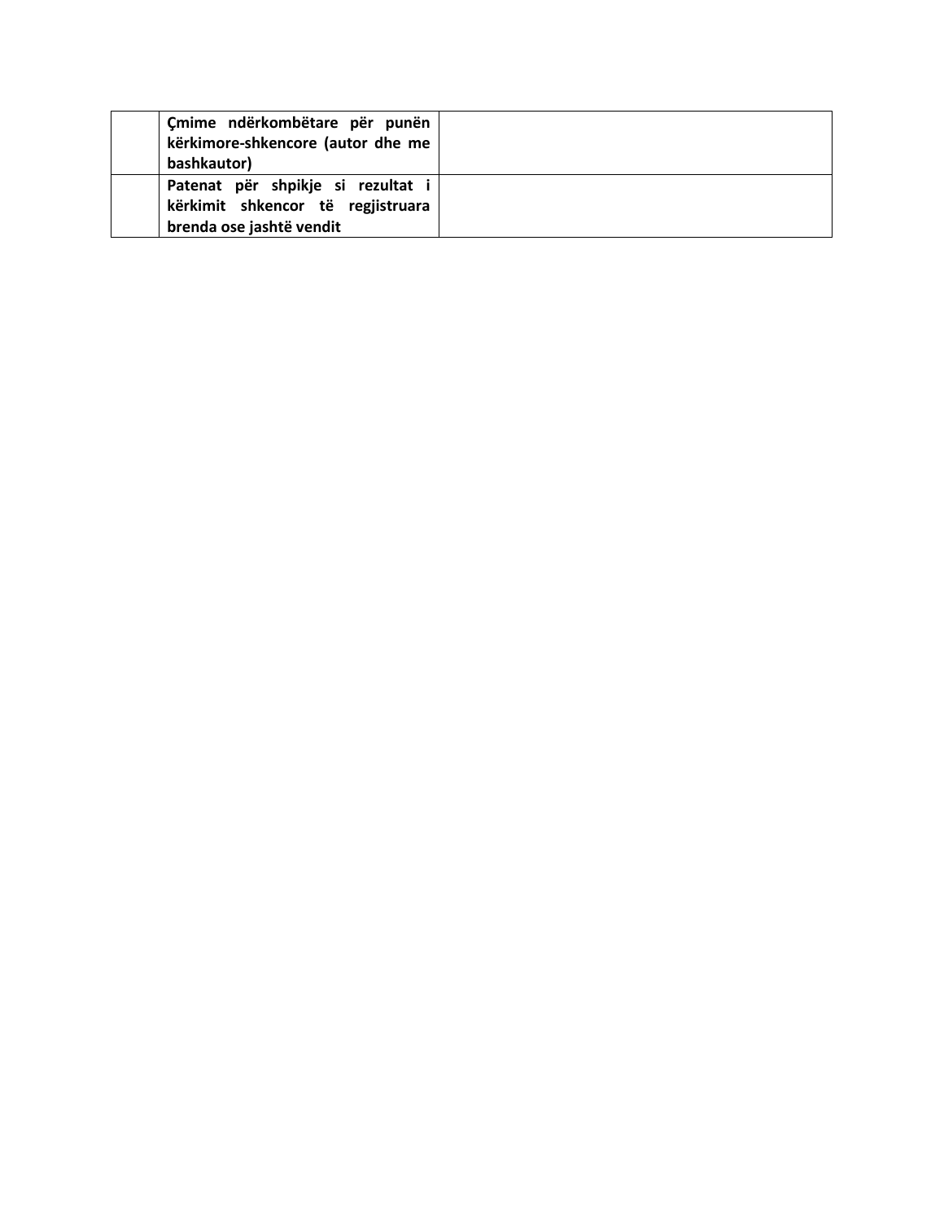| | | |
|---|---|---|
| | **Çmime ndërkombëtare për punën kërkimore-shkencore (autor dhe me bashkautor)** | |
| | **Patenat për shpikje si rezultat i kërkimit shkencor të regjistruara brenda ose jashtë vendit** | |